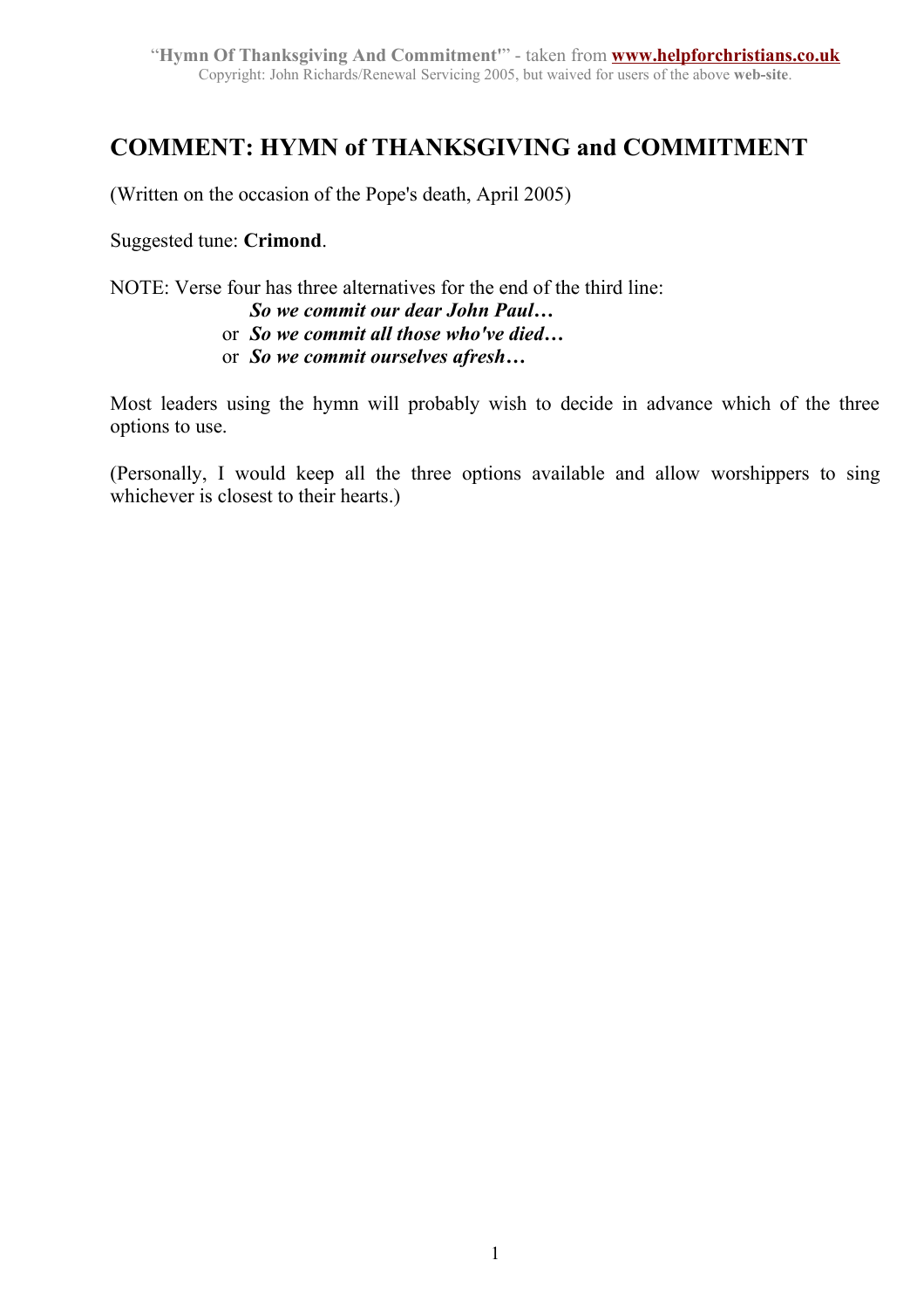# COMMENT: HYMN of THANKSGIVING and COMMITMENT

(Written on the occasion of the Pope's death, April 2005)

Suggested tune: **Crimond**.

NOTE: Verse four has three alternatives for the end of the third line:

***So we commit our dear John Paul…***
or ***So we commit all those who've died…***
or ***So we commit ourselves afresh…***

Most leaders using the hymn will probably wish to decide in advance which of the three options to use.

(Personally, I would keep all the three options available and allow worshippers to sing whichever is closest to their hearts.)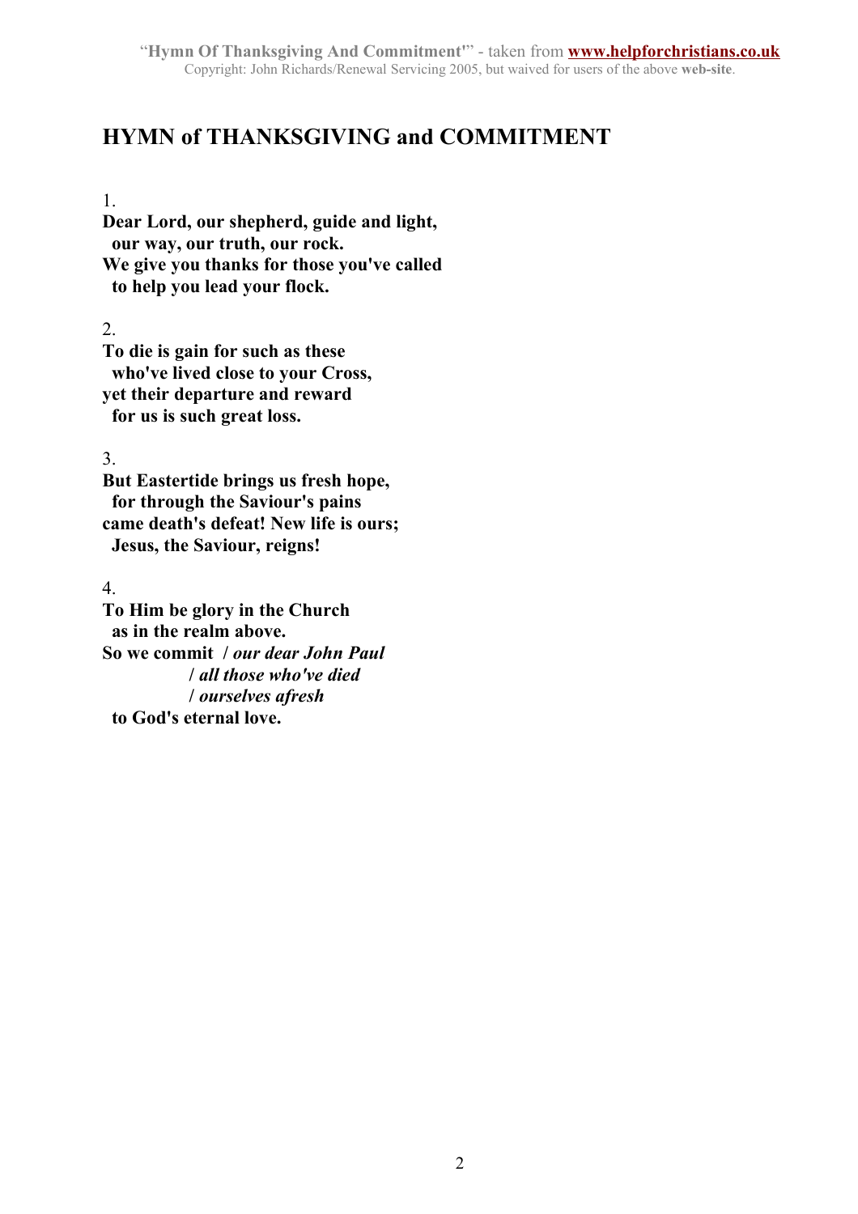# HYMN of THANKSGIVING and COMMITMENT

1.

**Dear Lord, our shepherd, guide and light,**
**our way, our truth, our rock.**
**We give you thanks for those you've called**
**to help you lead your flock.**

2.

**To die is gain for such as these**
**who've lived close to your Cross,**
**yet their departure and reward**
**for us is such great loss.**

3.

**But Eastertide brings us fresh hope,**
**for through the Saviour's pains**
**came death's defeat! New life is ours;**
**Jesus, the Saviour, reigns!**

4.

**To Him be glory in the Church**
**as in the realm above.**
**So we commit / *our dear John Paul***
**/ *all those who've died***
**/ *ourselves afresh***
**to God's eternal love.**